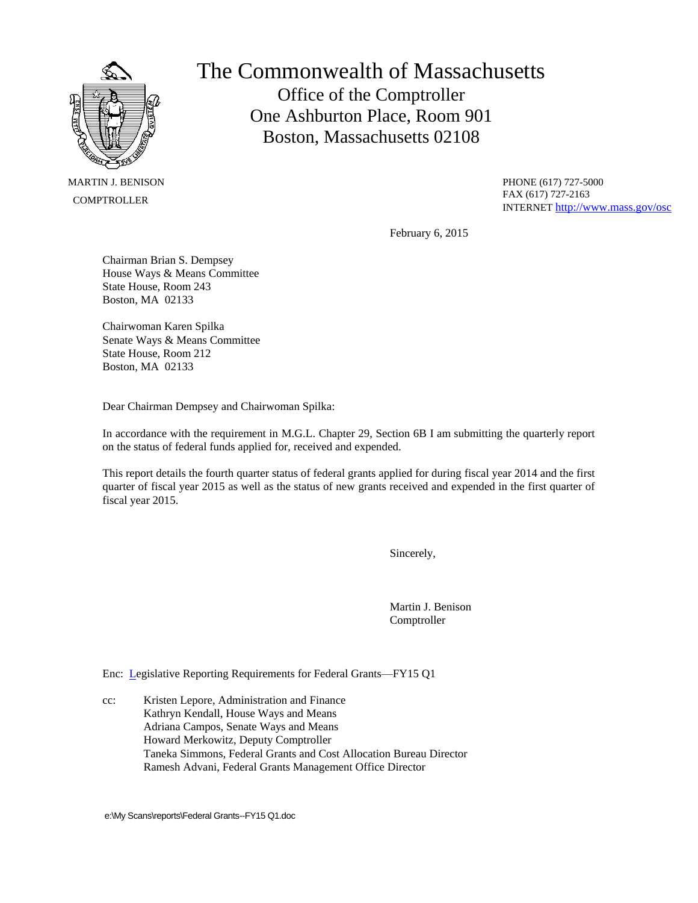# The Commonwealth of Massachusetts

## Office of the Comptroller
## One Ashburton Place, Room 901
## Boston, Massachusetts 02108

MARTIN J. BENISON
COMPTROLLER

PHONE (617) 727-5000
FAX (617) 727-2163
INTERNET http://www.mass.gov/osc

February 6, 2015

Chairman Brian S. Dempsey
House Ways & Means Committee
State House, Room 243
Boston, MA 02133

Chairwoman Karen Spilka
Senate Ways & Means Committee
State House, Room 212
Boston, MA 02133

Dear Chairman Dempsey and Chairwoman Spilka:

In accordance with the requirement in M.G.L. Chapter 29, Section 6B I am submitting the quarterly report on the status of federal funds applied for, received and expended.

This report details the fourth quarter status of federal grants applied for during fiscal year 2014 and the first quarter of fiscal year 2015 as well as the status of new grants received and expended in the first quarter of fiscal year 2015.

Sincerely,

Martin J. Benison
Comptroller

Enc: Legislative Reporting Requirements for Federal Grants—FY15 Q1

cc: Kristen Lepore, Administration and Finance
Kathryn Kendall, House Ways and Means
Adriana Campos, Senate Ways and Means
Howard Merkowitz, Deputy Comptroller
Taneka Simmons, Federal Grants and Cost Allocation Bureau Director
Ramesh Advani, Federal Grants Management Office Director

e:\My Scans\reports\Federal Grants--FY15 Q1.doc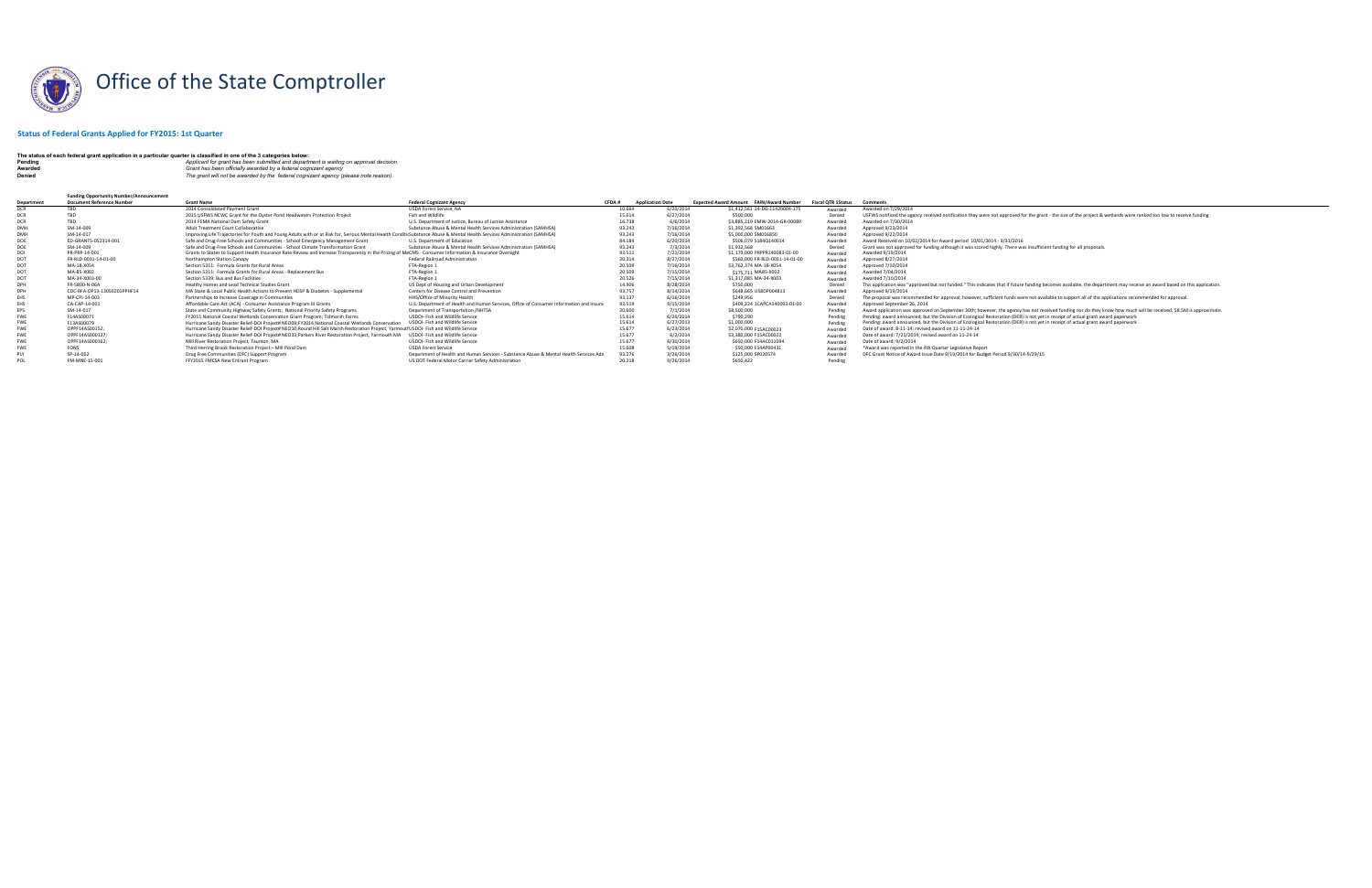# Office of the State Comptroller

## Status of Federal Grants Applied for FY2015: 1st Quarter

**The status of each federal grant application in a particular quarter is classified in one of the 3 categories below:**

**Pending** *Applicant for grant has been submitted and department is waiting on approval decision.*
**Awarded** *Grant has been officially awarded by a federal cognizant agency*
**Denied** *The grant will not be awarded by the federal cognizant agency (please note reason).*

| Department | Funding Opportunity Number/Announcement Document Reference Number | Grant Name | Federal Cognizant Agency | CFDA # | Application Date | Expected Award Amount | FAIN/Award Number | Fiscal QTR 1Status | Comments |
|---|---|---|---|---|---|---|---|---|---|
| DCR | TBD | 2014 Consolidated Payment Grant | USDA Forest Service, NA | 10.664 | 6/20/2014 | $1,412,561 | 14-DG-11420004-175 | Awarded | Awarded on 7/29/2014 |
| DCR | TBD | 2015 USFWS NCWC Grant for the Oyster Pond Headwaters Protection Project | Fish and Wildlife | 15.614 | 6/27/2014 | $500,000 | | Denied | USFWS notified the agency received notification they were not approved for the grant - the size of the project & wetlands were ranked too low to receive funding. |
| DCR | TBD | 2014 FEMA National Dam Safety Grant | U.S. Department of Justice, Bureau of Justice Assistance | 16.738 | 6/6/2014 | $3,885,219 | EMW-2014-GR-00089 | Awarded | Awarded on 7/30/2014 |
| DMH | SM-14-009 | Adult Treatment Court Collaborative | Substance Abuse & Mental Health Services Administration (SAMHSA) | 93.243 | 7/16/2014 | $1,392,568 | SM061663 | Awarded | Approved 9/23/2014 |
| DMH | SM-14-017 | Improving Life Trajectories for Youth and Young Adults with or at Risk for, Serious Mental Health Conditions | Substance Abuse & Mental Health Services Administration (SAMHSA) | 93.243 | 7/16/2014 | $5,000,000 | SM016850 | Awarded | Approved 9/22/2014 |
| DOE | ED-GRANTS-052314-001 | Safe and Drug-Free Schools and Communities - School Emergency Management Grant | U.S. Department of Education | 84.184 | 6/20/2014 | $506,079 | S184Q140014 | Awarded | Award Received on 10/02/2014 for Award period 10/01/2014 - 3/31/2016 |
| DOE | SM-14-009 | Safe and Drug-Free Schools and Communities - School Climate Transformation Grant | Substance Abuse & Mental Health Services Administration (SAMHSA) | 93.243 | 7/3/2014 | $1,932,568 | | Denied | Grant was not approved for funding although it was scored highly. There was insufficient funding for all proposals. |
| DOI | PR-PRP-14-001 | Grants to States to Support Health Insurance Rate Review and Increase Transparency in the Pricing of Medical | CMS - Consumer Information & Insurance Oversight | 93.511 | 7/21/2014 | $1,179,000 | PRPPR140083-01-00 | Awarded | Awarded 9/19/2014 |
| DOT | FR-RLD-0031-14-01-00 | Northampton Station Canopy | Federal Railroad Administration | 20.314 | 8/27/2014 | $560,000 | FR-RLD-0031-14-01-00 | Awarded | Approved 8/27/2014 |
| DOT | MA-18-X054 | Section 5311: Formula Grants for Rural Areas | FTA-Region 1 | 20.509 | 7/16/2014 | $3,762,374 | MA-18-X054 | Awarded | Approved 7/10/2014 |
| DOT | MA-85-X002 | Section 5311: Formula Grants for Rural Areas - Replacement Bus | FTA-Region 1 | 20.509 | 7/15/2014 | $175,711 | MA85-X002 | Awarded | Awarded 7/04/2014 |
| DOT | MA-34-X003-00 | Section 5339: Bus and Bus Facilities | FTA-Region 1 | 20.526 | 7/15/2014 | $1,317,085 | MA-34-X003 | Awarded | Awarded 7/10/2014 |
| DPH | FR-5800-N-06A | Healthy Homes and Lead Technical Studies Grant | US Dept of Housing and Urban Development | 14.906 | 8/28/2014 | $750,000 | | Denied | This application was "approved but not funded." This indicates that if future funding becomes available, the department may receive an award based on this application. |
| DPH | CDC-RFA-DP13-13050201PPHF14 | MA State & Local Public Health Actions to Prevent HDSP & Diabetes - Supplemental | Centers for Disease Control and Prevention | 93.757 | 8/14/2014 | $648,665 | U58DP004813 | Awarded | Approved 9/19/2014 |
| EHS | MP-CPI-14-003 | Partnerships to Increase Coverage in Communities | HHS/Office of Minority Health | 93.137 | 6/16/2014 | $249,956 | | Denied | The proposal was recommended for approval; however, sufficient funds were not available to support all of the applications recommended for approval. |
| EHS | CA-CAP-14-001 | Affordable Care Act (ACA) - Consumer Assistance Program III Grants | U.S. Department of Health and Human Services, Office of Consumer Information and Insurance | 93.519 | 9/15/2014 | $409,224 | 1CAPCA140093-01-00 | Awarded | Approved September 26, 2014 |
| EPS | SM-14-017 | State and Community Highway Safety Grants; National Priority Safety Programs | Department of Transportation /NHTSA | 20.600 | 7/1/2014 | $8,500,000 | | Pending | Award application was approved on September 30th; however, the agency has not received funding nor do they know how much will be received. $8.5M is approximate. |
| FWE | F14AS00071 | FY2015 National Coastal Wetlands Conservation Grant Program; Tidmarsh Farms | USDOI- Fish and Wildlife Service | 15.614 | 6/26/2014 | $790,290 | | Pending | Pending: award announced, but the Division of Ecological Restoration (DER) is not yet in receipt of actual grant award paperwork |
| FWE | F13AS00079 | Hurricane Sandy Disaster Relief-DOI Project#NE009;FY2014 National Coastal Wetlands Conservation | USDOI- Fish and Wildlife Service | 15.614 | 6/27/2013 | $1,000,000 | | Pending | Pending: award announced, but the Division of Ecological Restoration (DER) is not yet in receipt of actual grant award paperwork |
| FWE | DPPF14AS00152; | Hurricane Sandy Disaster Relief-DOI Project#NE010;Round Hill Salt Marsh Restoration Project, Yarmouth | USDOI- Fish and Wildlife Service | 15.677 | 6/23/2014 | $2,070,000 | F15AC00023 | Awarded | Date of award: 8-11-14; revised award on 11-11-24-14 |
| FWE | DPPF14AS000137; | Hurricane Sandy Disaster Relief-DOI Project#NE033;Parkers River Restoration Project, Yarmouth MA | USDOI- Fish and Wildlife Service | 15.677 | 6/2/2014 | $3,380,000 | F15AC00022 | Awarded | Date of award: 7/21/2014; revised award on 11-24-14 |
| FWE | DPPF14AS000162; | Mill River Restoration Project, Taunton, MA | USDOI- Fish and Wildlife Service | 15.677 | 6/30/2014 | $650,000 | F14AC01094 | Awarded | Date of award: 9/2/2014 |
| FWE | FONS | Third Herring Brook Restoration Project – Mill Pond Dam | USDA Forest Service | 15.608 | 5/19/2014 | $50,000 | F14AP00431 | Awarded | *Award was reported in the 4th Quarter Legislative Report |
| PLY | SP-14-002 | Drug Free Communities (DFC) Support Program | Department of Health and Human Services - Substance Abuse & Mental Health Services Adm | 93.276 | 3/26/2014 | $125,000 | SP020574 | Awarded | DFC Grant Notice of Award Issue Date 9/19/2014 for Budget Period 9/30/14-9/29/15 |
| POL | FM-MNE-15-001 | FFY2015 FMCSA New Entrant Program | US DOT Federal Motor Carrier Safety Administration | 20.218 | 9/26/2014 | $650,422 | | Pending | |